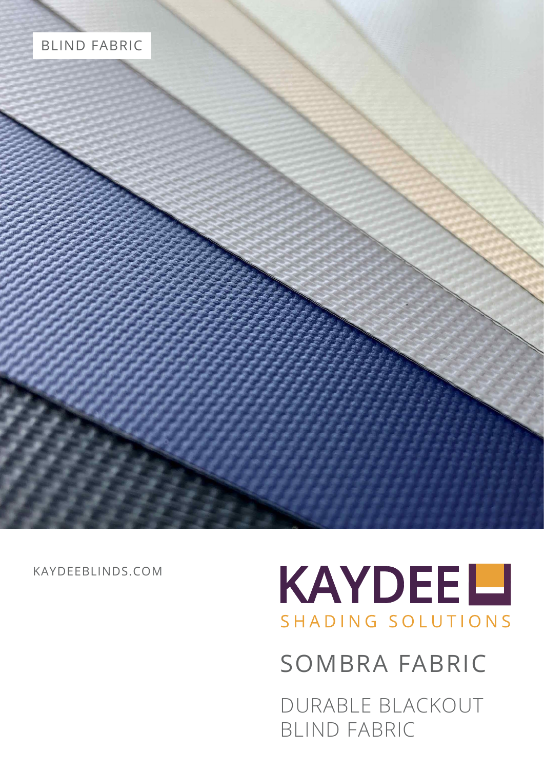BLIND FABRIC

KAYDEEBLINDS.COM

KAYDEE

SHADING SOLUTIONS

# SOMBRA FABRIC

## DURABLE BLACKOUT BLIND FABRIC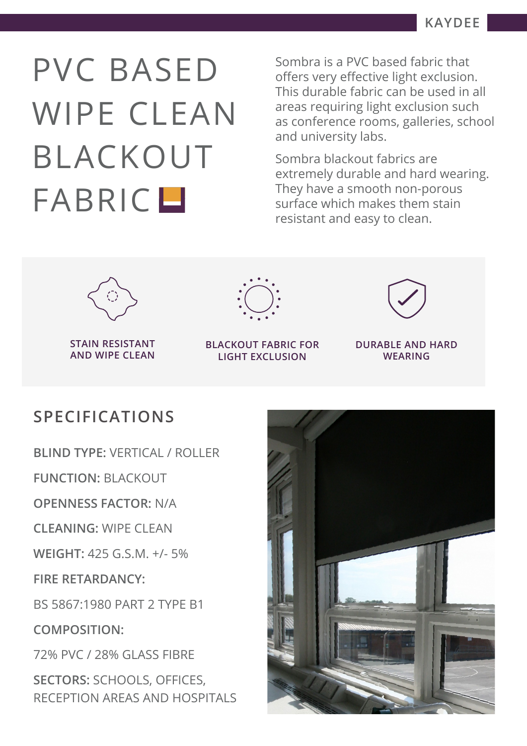# PVC BASED WIPE CLEAN BLACKOUT FABRIC

Sombra is a PVC based fabric that offers very effective light exclusion. This durable fabric can be used in all areas requiring light exclusion such as conference rooms, galleries, school and university labs.

Sombra blackout fabrics are extremely durable and hard wearing. They have a smooth non-porous surface which makes them stain resistant and easy to clean.

**STAIN RESISTANT AND WIPE CLEAN**

**BLACKOUT FABRIC FOR LIGHT EXCLUSION**

**DURABLE AND HARD WEARING**

## SPECIFICATIONS

**BLIND TYPE:** VERTICAL / ROLLER

**FUNCTION:** BLACKOUT

**OPENNESS FACTOR:** N/A

**CLEANING:** WIPE CLEAN

**WEIGHT:** 425 G.S.M. +/- 5%

**FIRE RETARDANCY:**

BS 5867:1980 PART 2 TYPE B1

**COMPOSITION:**

72% PVC / 28% GLASS FIBRE

**SECTORS:** SCHOOLS, OFFICES, RECEPTION AREAS AND HOSPITALS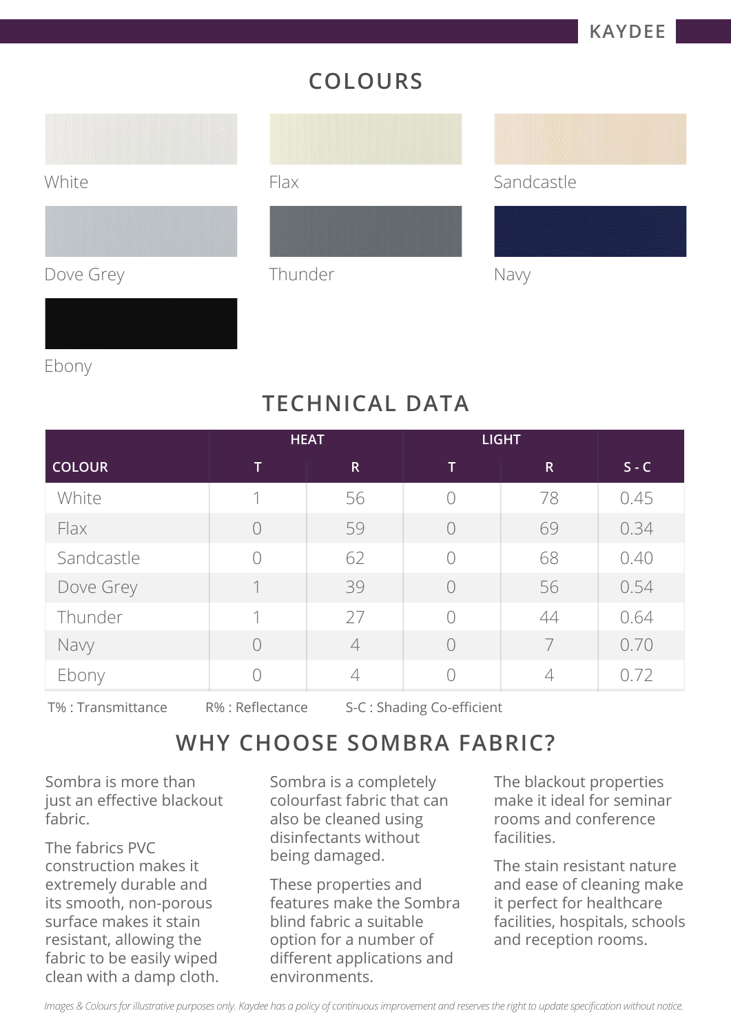## COLOURS

White

Flax

Sandcastle

Dove Grey

Thunder

Navy

Ebony

## TECHNICAL DATA

| COLOUR | HEAT | | LIGHT | | S - C |
|---|---|---|---|---|---|
| | T | R | T | R | |
| White | 1 | 56 | 0 | 78 | 0.45 |
| Flax | 0 | 59 | 0 | 69 | 0.34 |
| Sandcastle | 0 | 62 | 0 | 68 | 0.40 |
| Dove Grey | 1 | 39 | 0 | 56 | 0.54 |
| Thunder | 1 | 27 | 0 | 44 | 0.64 |
| Navy | 0 | 4 | 0 | 7 | 0.70 |
| Ebony | 0 | 4 | 0 | 4 | 0.72 |

T% : Transmittance    R% : Reflectance    S-C : Shading Co-efficient

## WHY CHOOSE SOMBRA FABRIC?

Sombra is more than just an effective blackout fabric.

The fabrics PVC construction makes it extremely durable and its smooth, non-porous surface makes it stain resistant, allowing the fabric to be easily wiped clean with a damp cloth.

Sombra is a completely colourfast fabric that can also be cleaned using disinfectants without being damaged.

These properties and features make the Sombra blind fabric a suitable option for a number of different applications and environments.

The blackout properties make it ideal for seminar rooms and conference facilities.

The stain resistant nature and ease of cleaning make it perfect for healthcare facilities, hospitals, schools and reception rooms.

*Images & Colours for illustrative purposes only. Kaydee has a policy of continuous improvement and reserves the right to update specification without notice.*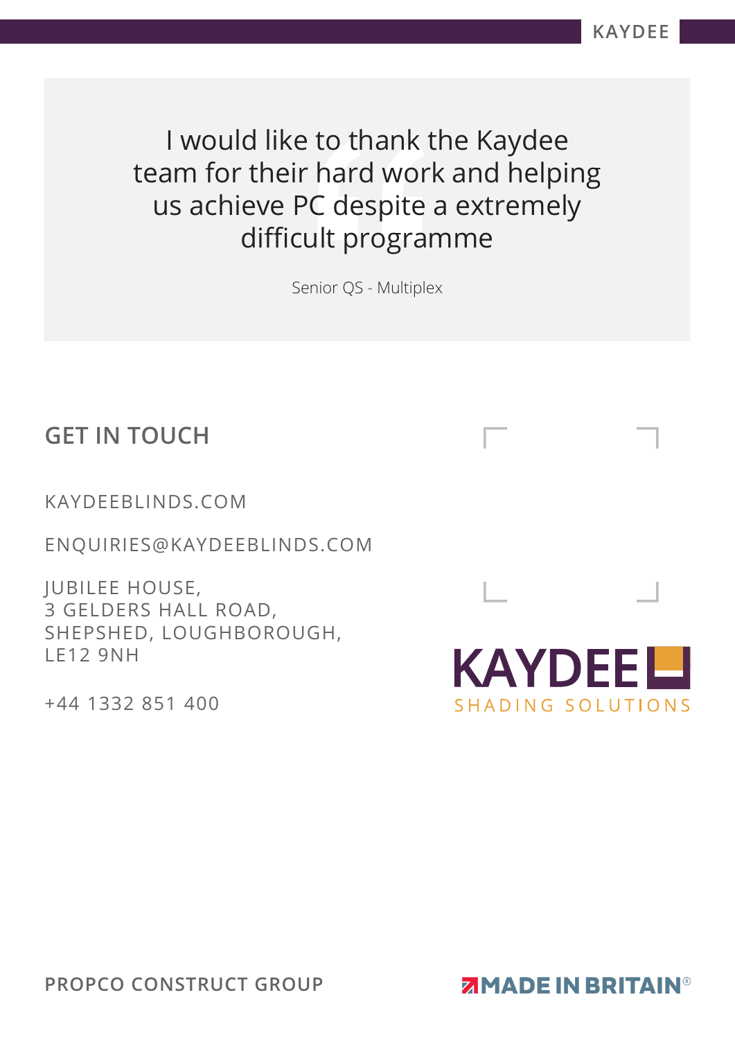> I would like to thank the Kaydee team for their hard work and helping us achieve PC despite a extremely difficult programme

Senior QS - Multiplex

## GET IN TOUCH

KAYDEEBLINDS.COM

ENQUIRIES@KAYDEEBLINDS.COM

JUBILEE HOUSE,
3 GELDERS HALL ROAD,
SHEPSHED, LOUGHBOROUGH,
LE12 9NH

+44 1332 851 400

KAYDEE
SHADING SOLUTIONS

PROPCO CONSTRUCT GROUP

MADE IN BRITAIN®